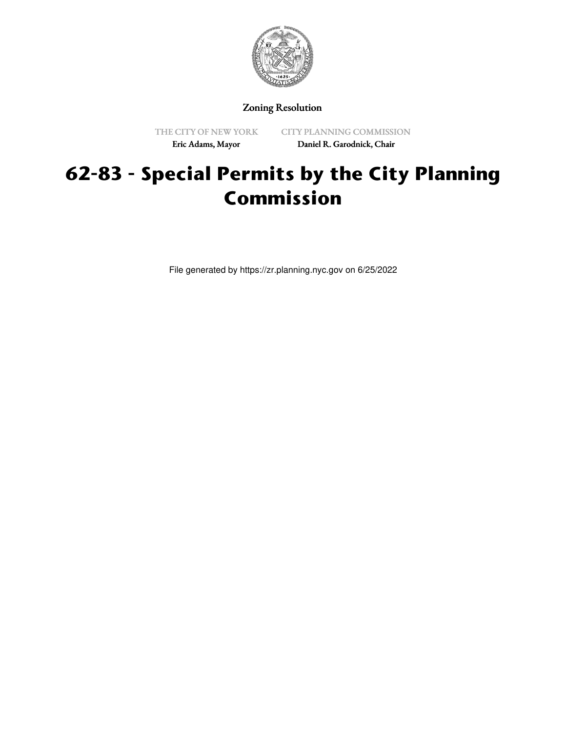Zoning Resolution

THE CITY OF NEW YORK
Eric Adams, Mayor

CITY PLANNING COMMISSION
Daniel R. Garodnick, Chair

# 62-83 - Special Permits by the City Planning Commission

File generated by https://zr.planning.nyc.gov on 6/25/2022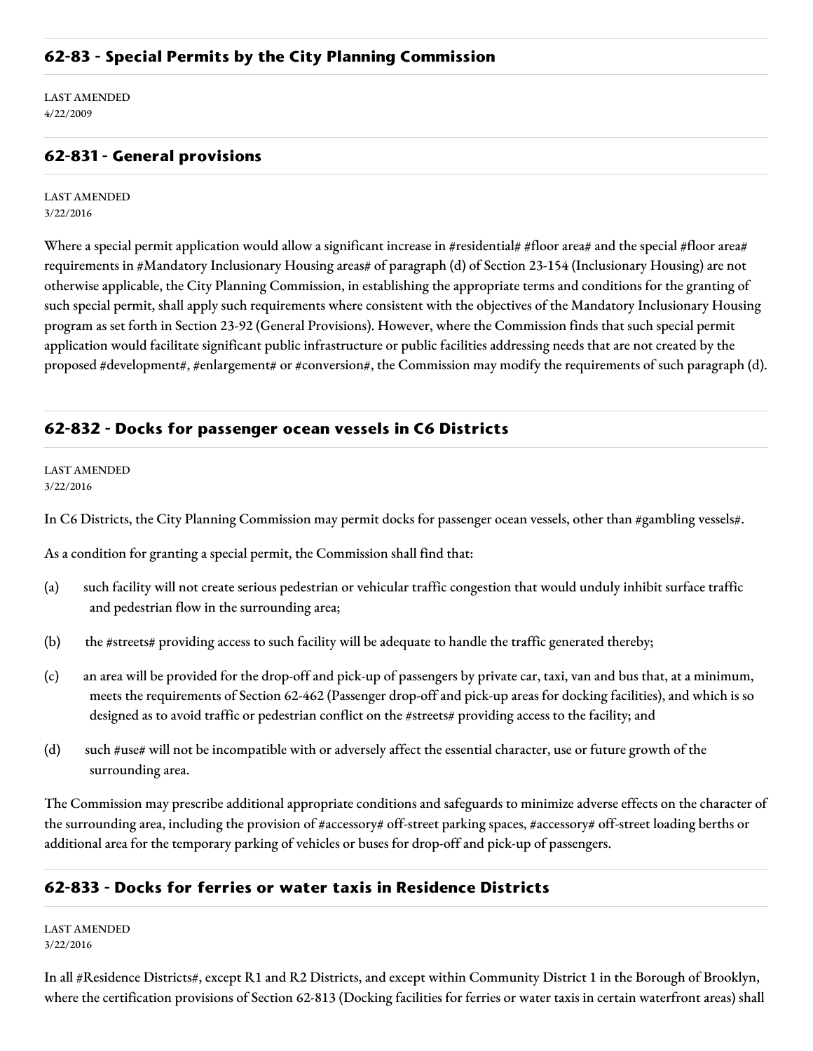## 62-83 - Special Permits by the City Planning Commission

LAST AMENDED
4/22/2009

## 62-831 - General provisions

LAST AMENDED
3/22/2016

Where a special permit application would allow a significant increase in #residential# #floor area# and the special #floor area# requirements in #Mandatory Inclusionary Housing areas# of paragraph (d) of Section 23-154 (Inclusionary Housing) are not otherwise applicable, the City Planning Commission, in establishing the appropriate terms and conditions for the granting of such special permit, shall apply such requirements where consistent with the objectives of the Mandatory Inclusionary Housing program as set forth in Section 23-92 (General Provisions). However, where the Commission finds that such special permit application would facilitate significant public infrastructure or public facilities addressing needs that are not created by the proposed #development#, #enlargement# or #conversion#, the Commission may modify the requirements of such paragraph (d).

## 62-832 - Docks for passenger ocean vessels in C6 Districts

LAST AMENDED
3/22/2016

In C6 Districts, the City Planning Commission may permit docks for passenger ocean vessels, other than #gambling vessels#.

As a condition for granting a special permit, the Commission shall find that:

(a) such facility will not create serious pedestrian or vehicular traffic congestion that would unduly inhibit surface traffic and pedestrian flow in the surrounding area;

(b) the #streets# providing access to such facility will be adequate to handle the traffic generated thereby;

(c) an area will be provided for the drop-off and pick-up of passengers by private car, taxi, van and bus that, at a minimum, meets the requirements of Section 62-462 (Passenger drop-off and pick-up areas for docking facilities), and which is so designed as to avoid traffic or pedestrian conflict on the #streets# providing access to the facility; and

(d) such #use# will not be incompatible with or adversely affect the essential character, use or future growth of the surrounding area.

The Commission may prescribe additional appropriate conditions and safeguards to minimize adverse effects on the character of the surrounding area, including the provision of #accessory# off-street parking spaces, #accessory# off-street loading berths or additional area for the temporary parking of vehicles or buses for drop-off and pick-up of passengers.

## 62-833 - Docks for ferries or water taxis in Residence Districts

LAST AMENDED
3/22/2016

In all #Residence Districts#, except R1 and R2 Districts, and except within Community District 1 in the Borough of Brooklyn, where the certification provisions of Section 62-813 (Docking facilities for ferries or water taxis in certain waterfront areas) shall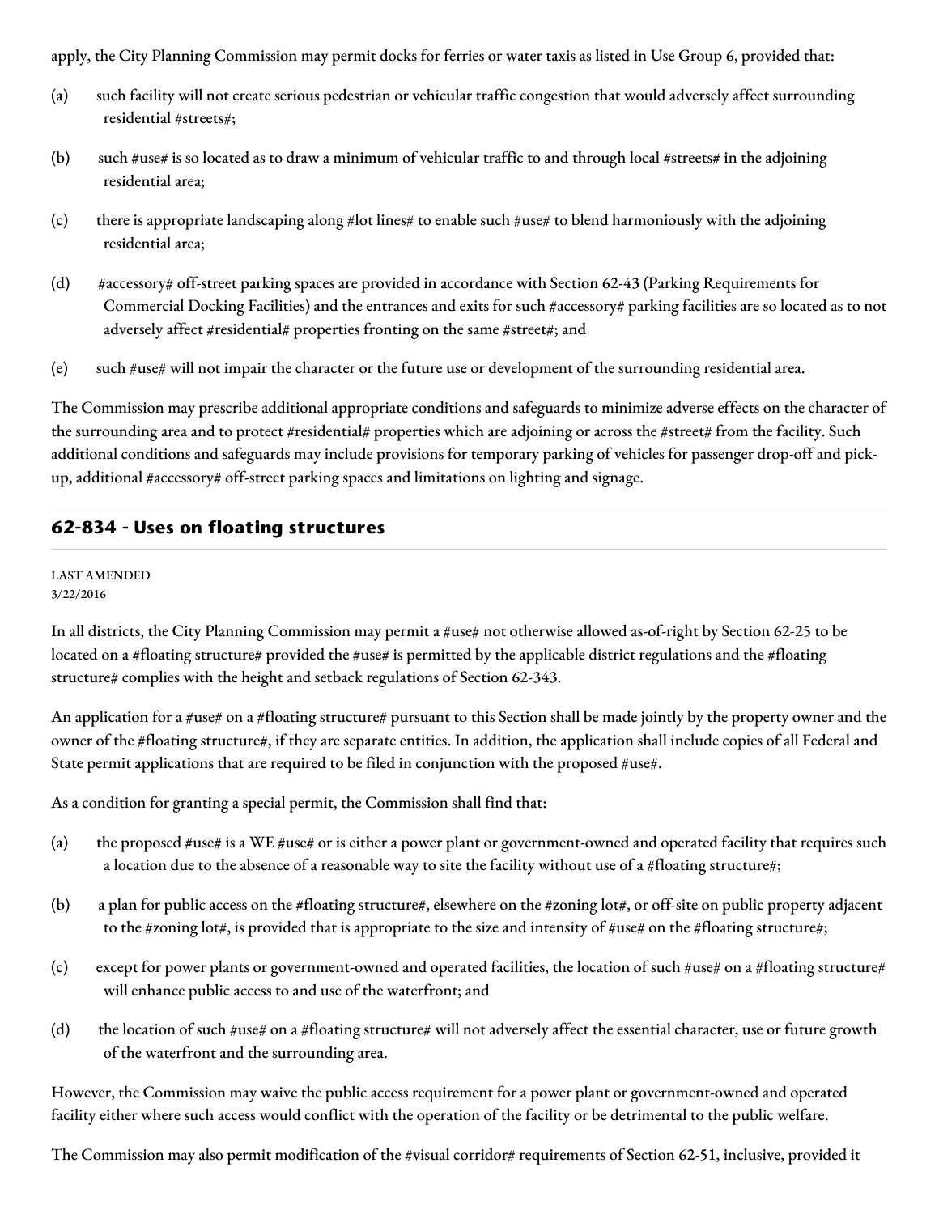apply, the City Planning Commission may permit docks for ferries or water taxis as listed in Use Group 6, provided that:

(a) such facility will not create serious pedestrian or vehicular traffic congestion that would adversely affect surrounding residential #streets#;

(b) such #use# is so located as to draw a minimum of vehicular traffic to and through local #streets# in the adjoining residential area;

(c) there is appropriate landscaping along #lot lines# to enable such #use# to blend harmoniously with the adjoining residential area;

(d) #accessory# off-street parking spaces are provided in accordance with Section 62-43 (Parking Requirements for Commercial Docking Facilities) and the entrances and exits for such #accessory# parking facilities are so located as to not adversely affect #residential# properties fronting on the same #street#; and

(e) such #use# will not impair the character or the future use or development of the surrounding residential area.

The Commission may prescribe additional appropriate conditions and safeguards to minimize adverse effects on the character of the surrounding area and to protect #residential# properties which are adjoining or across the #street# from the facility. Such additional conditions and safeguards may include provisions for temporary parking of vehicles for passenger drop-off and pick-up, additional #accessory# off-street parking spaces and limitations on lighting and signage.

## 62-834 - Uses on floating structures

LAST AMENDED
3/22/2016

In all districts, the City Planning Commission may permit a #use# not otherwise allowed as-of-right by Section 62-25 to be located on a #floating structure# provided the #use# is permitted by the applicable district regulations and the #floating structure# complies with the height and setback regulations of Section 62-343.

An application for a #use# on a #floating structure# pursuant to this Section shall be made jointly by the property owner and the owner of the #floating structure#, if they are separate entities. In addition, the application shall include copies of all Federal and State permit applications that are required to be filed in conjunction with the proposed #use#.

As a condition for granting a special permit, the Commission shall find that:

(a) the proposed #use# is a WE #use# or is either a power plant or government-owned and operated facility that requires such a location due to the absence of a reasonable way to site the facility without use of a #floating structure#;

(b) a plan for public access on the #floating structure#, elsewhere on the #zoning lot#, or off-site on public property adjacent to the #zoning lot#, is provided that is appropriate to the size and intensity of #use# on the #floating structure#;

(c) except for power plants or government-owned and operated facilities, the location of such #use# on a #floating structure# will enhance public access to and use of the waterfront; and

(d) the location of such #use# on a #floating structure# will not adversely affect the essential character, use or future growth of the waterfront and the surrounding area.

However, the Commission may waive the public access requirement for a power plant or government-owned and operated facility either where such access would conflict with the operation of the facility or be detrimental to the public welfare.

The Commission may also permit modification of the #visual corridor# requirements of Section 62-51, inclusive, provided it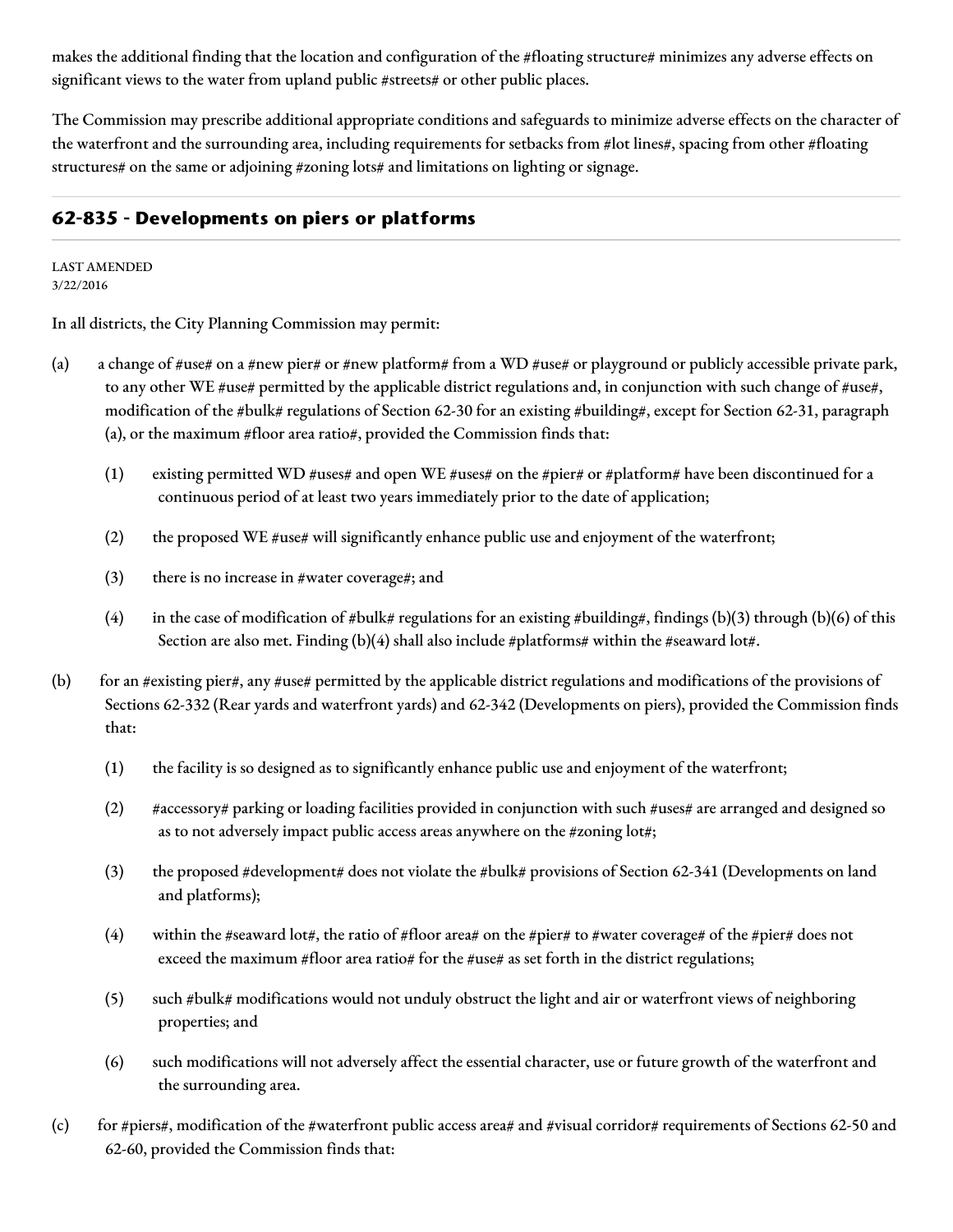makes the additional finding that the location and configuration of the #floating structure# minimizes any adverse effects on significant views to the water from upland public #streets# or other public places.

The Commission may prescribe additional appropriate conditions and safeguards to minimize adverse effects on the character of the waterfront and the surrounding area, including requirements for setbacks from #lot lines#, spacing from other #floating structures# on the same or adjoining #zoning lots# and limitations on lighting or signage.

## 62-835 - Developments on piers or platforms

LAST AMENDED
3/22/2016

In all districts, the City Planning Commission may permit:

(a) a change of #use# on a #new pier# or #new platform# from a WD #use# or playground or publicly accessible private park, to any other WE #use# permitted by the applicable district regulations and, in conjunction with such change of #use#, modification of the #bulk# regulations of Section 62-30 for an existing #building#, except for Section 62-31, paragraph (a), or the maximum #floor area ratio#, provided the Commission finds that:

   (1) existing permitted WD #uses# and open WE #uses# on the #pier# or #platform# have been discontinued for a continuous period of at least two years immediately prior to the date of application;

   (2) the proposed WE #use# will significantly enhance public use and enjoyment of the waterfront;

   (3) there is no increase in #water coverage#; and

   (4) in the case of modification of #bulk# regulations for an existing #building#, findings (b)(3) through (b)(6) of this Section are also met. Finding (b)(4) shall also include #platforms# within the #seaward lot#.

(b) for an #existing pier#, any #use# permitted by the applicable district regulations and modifications of the provisions of Sections 62-332 (Rear yards and waterfront yards) and 62-342 (Developments on piers), provided the Commission finds that:

   (1) the facility is so designed as to significantly enhance public use and enjoyment of the waterfront;

   (2) #accessory# parking or loading facilities provided in conjunction with such #uses# are arranged and designed so as to not adversely impact public access areas anywhere on the #zoning lot#;

   (3) the proposed #development# does not violate the #bulk# provisions of Section 62-341 (Developments on land and platforms);

   (4) within the #seaward lot#, the ratio of #floor area# on the #pier# to #water coverage# of the #pier# does not exceed the maximum #floor area ratio# for the #use# as set forth in the district regulations;

   (5) such #bulk# modifications would not unduly obstruct the light and air or waterfront views of neighboring properties; and

   (6) such modifications will not adversely affect the essential character, use or future growth of the waterfront and the surrounding area.

(c) for #piers#, modification of the #waterfront public access area# and #visual corridor# requirements of Sections 62-50 and 62-60, provided the Commission finds that: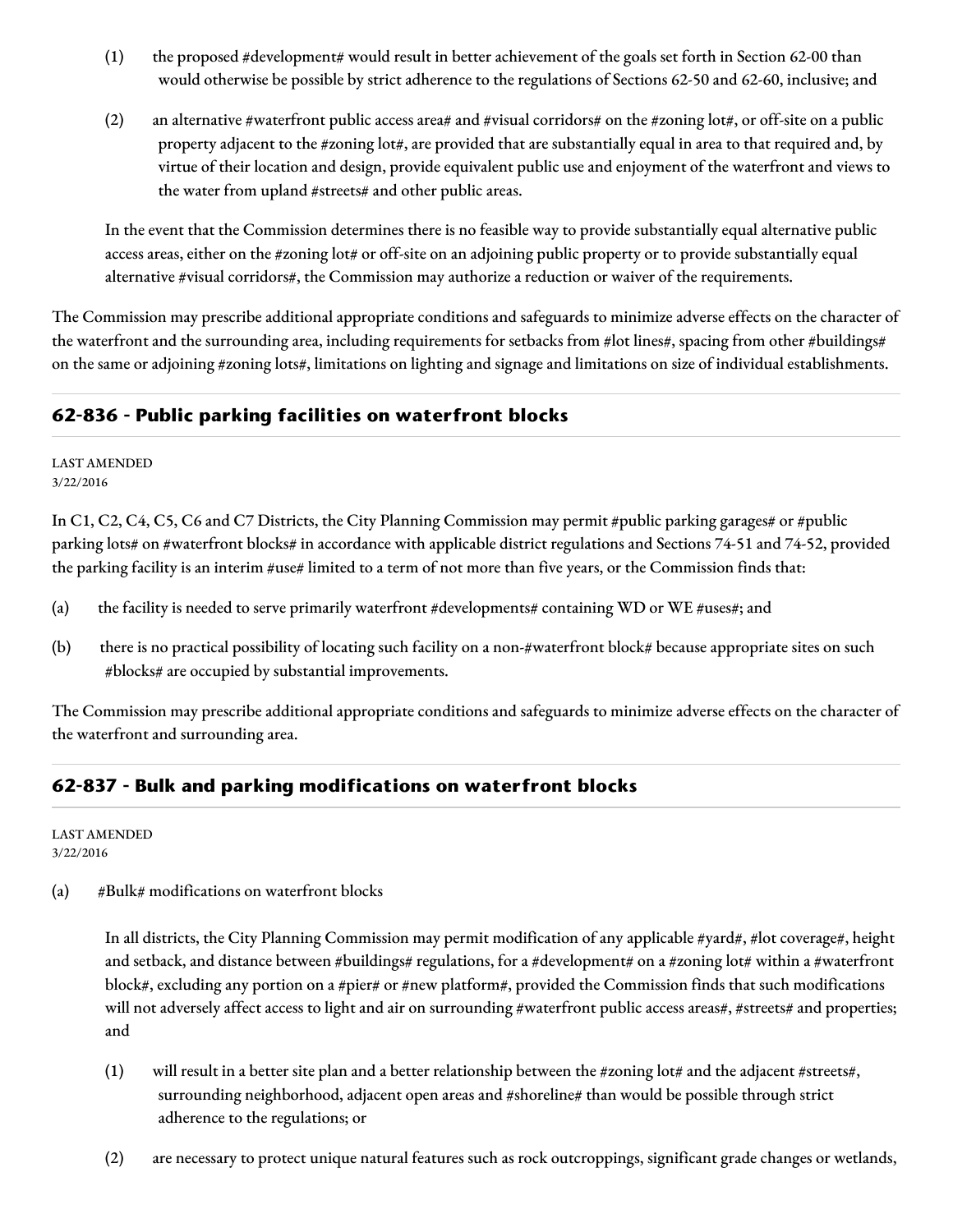(1) the proposed #development# would result in better achievement of the goals set forth in Section 62-00 than would otherwise be possible by strict adherence to the regulations of Sections 62-50 and 62-60, inclusive; and

(2) an alternative #waterfront public access area# and #visual corridors# on the #zoning lot#, or off-site on a public property adjacent to the #zoning lot#, are provided that are substantially equal in area to that required and, by virtue of their location and design, provide equivalent public use and enjoyment of the waterfront and views to the water from upland #streets# and other public areas.

In the event that the Commission determines there is no feasible way to provide substantially equal alternative public access areas, either on the #zoning lot# or off-site on an adjoining public property or to provide substantially equal alternative #visual corridors#, the Commission may authorize a reduction or waiver of the requirements.

The Commission may prescribe additional appropriate conditions and safeguards to minimize adverse effects on the character of the waterfront and the surrounding area, including requirements for setbacks from #lot lines#, spacing from other #buildings# on the same or adjoining #zoning lots#, limitations on lighting and signage and limitations on size of individual establishments.

## 62-836 - Public parking facilities on waterfront blocks

LAST AMENDED
3/22/2016

In C1, C2, C4, C5, C6 and C7 Districts, the City Planning Commission may permit #public parking garages# or #public parking lots# on #waterfront blocks# in accordance with applicable district regulations and Sections 74-51 and 74-52, provided the parking facility is an interim #use# limited to a term of not more than five years, or the Commission finds that:

(a) the facility is needed to serve primarily waterfront #developments# containing WD or WE #uses#; and

(b) there is no practical possibility of locating such facility on a non-#waterfront block# because appropriate sites on such #blocks# are occupied by substantial improvements.

The Commission may prescribe additional appropriate conditions and safeguards to minimize adverse effects on the character of the waterfront and surrounding area.

## 62-837 - Bulk and parking modifications on waterfront blocks

LAST AMENDED
3/22/2016

(a) #Bulk# modifications on waterfront blocks

In all districts, the City Planning Commission may permit modification of any applicable #yard#, #lot coverage#, height and setback, and distance between #buildings# regulations, for a #development# on a #zoning lot# within a #waterfront block#, excluding any portion on a #pier# or #new platform#, provided the Commission finds that such modifications will not adversely affect access to light and air on surrounding #waterfront public access areas#, #streets# and properties; and

(1) will result in a better site plan and a better relationship between the #zoning lot# and the adjacent #streets#, surrounding neighborhood, adjacent open areas and #shoreline# than would be possible through strict adherence to the regulations; or

(2) are necessary to protect unique natural features such as rock outcroppings, significant grade changes or wetlands,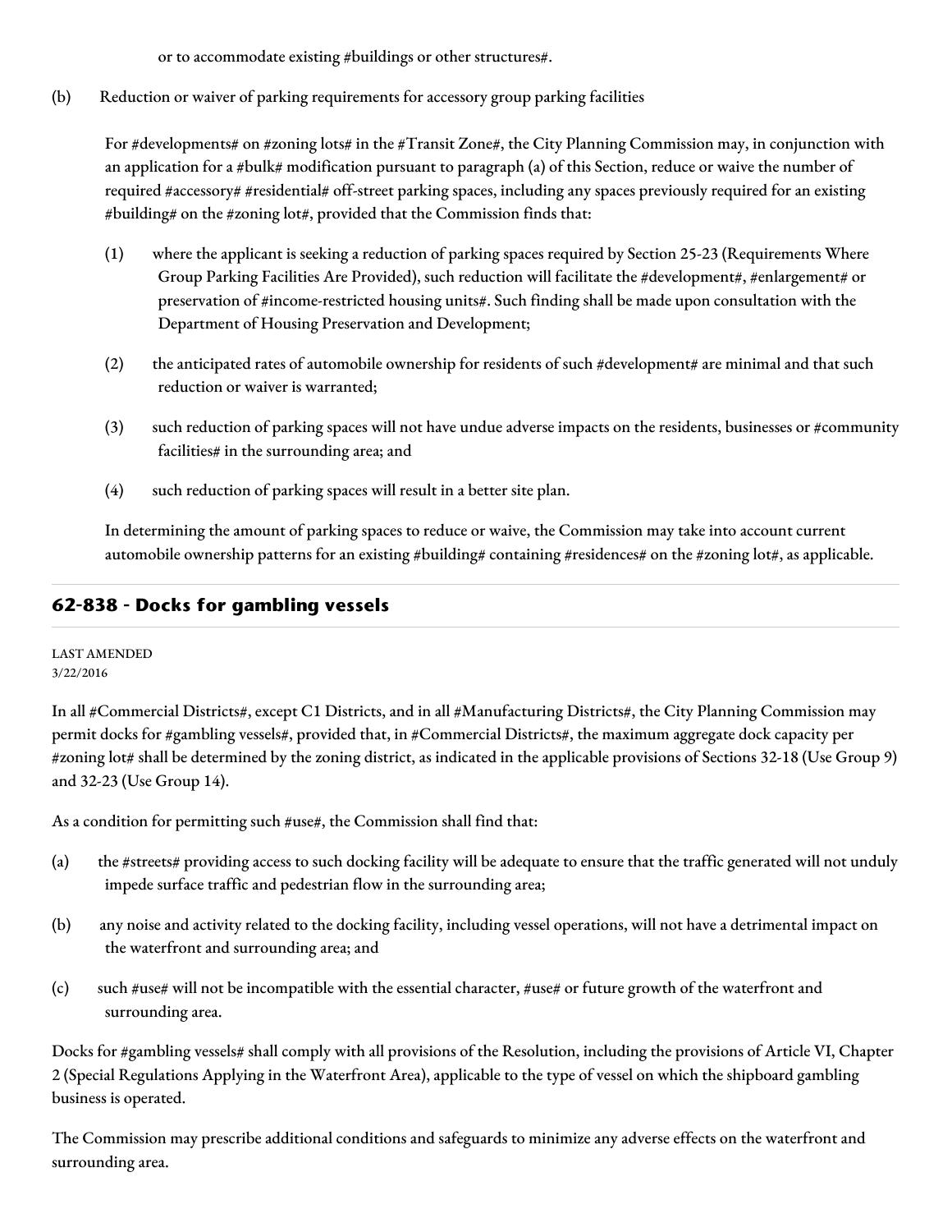or to accommodate existing #buildings or other structures#.

(b) Reduction or waiver of parking requirements for accessory group parking facilities

For #developments# on #zoning lots# in the #Transit Zone#, the City Planning Commission may, in conjunction with an application for a #bulk# modification pursuant to paragraph (a) of this Section, reduce or waive the number of required #accessory# #residential# off-street parking spaces, including any spaces previously required for an existing #building# on the #zoning lot#, provided that the Commission finds that:

(1) where the applicant is seeking a reduction of parking spaces required by Section 25-23 (Requirements Where Group Parking Facilities Are Provided), such reduction will facilitate the #development#, #enlargement# or preservation of #income-restricted housing units#. Such finding shall be made upon consultation with the Department of Housing Preservation and Development;

(2) the anticipated rates of automobile ownership for residents of such #development# are minimal and that such reduction or waiver is warranted;

(3) such reduction of parking spaces will not have undue adverse impacts on the residents, businesses or #community facilities# in the surrounding area; and

(4) such reduction of parking spaces will result in a better site plan.

In determining the amount of parking spaces to reduce or waive, the Commission may take into account current automobile ownership patterns for an existing #building# containing #residences# on the #zoning lot#, as applicable.

## 62-838 - Docks for gambling vessels

LAST AMENDED
3/22/2016

In all #Commercial Districts#, except C1 Districts, and in all #Manufacturing Districts#, the City Planning Commission may permit docks for #gambling vessels#, provided that, in #Commercial Districts#, the maximum aggregate dock capacity per #zoning lot# shall be determined by the zoning district, as indicated in the applicable provisions of Sections 32-18 (Use Group 9) and 32-23 (Use Group 14).

As a condition for permitting such #use#, the Commission shall find that:

(a) the #streets# providing access to such docking facility will be adequate to ensure that the traffic generated will not unduly impede surface traffic and pedestrian flow in the surrounding area;

(b) any noise and activity related to the docking facility, including vessel operations, will not have a detrimental impact on the waterfront and surrounding area; and

(c) such #use# will not be incompatible with the essential character, #use# or future growth of the waterfront and surrounding area.

Docks for #gambling vessels# shall comply with all provisions of the Resolution, including the provisions of Article VI, Chapter 2 (Special Regulations Applying in the Waterfront Area), applicable to the type of vessel on which the shipboard gambling business is operated.

The Commission may prescribe additional conditions and safeguards to minimize any adverse effects on the waterfront and surrounding area.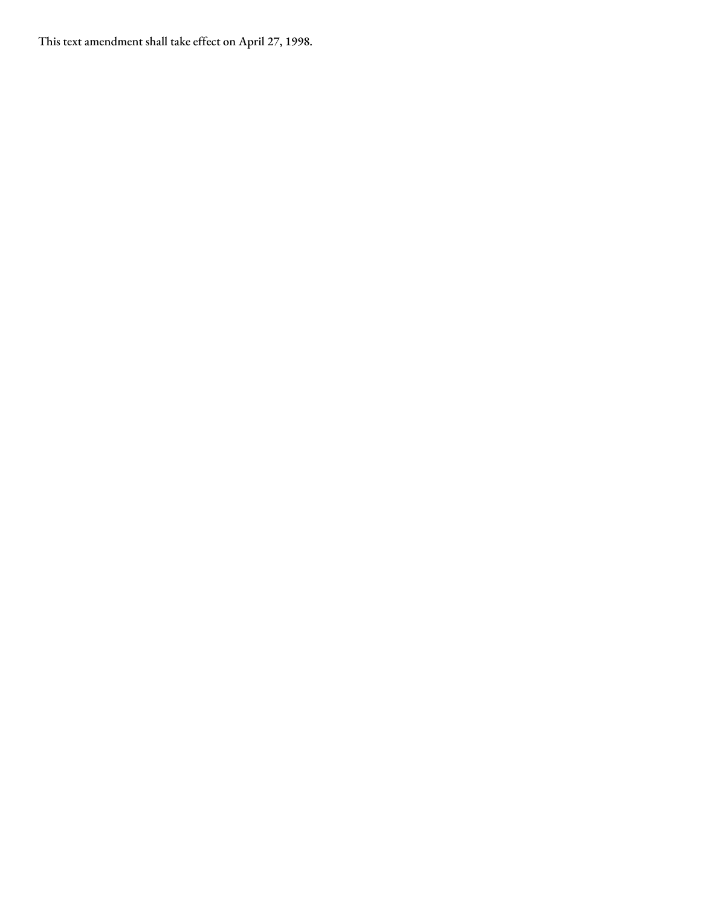This text amendment shall take effect on April 27, 1998.